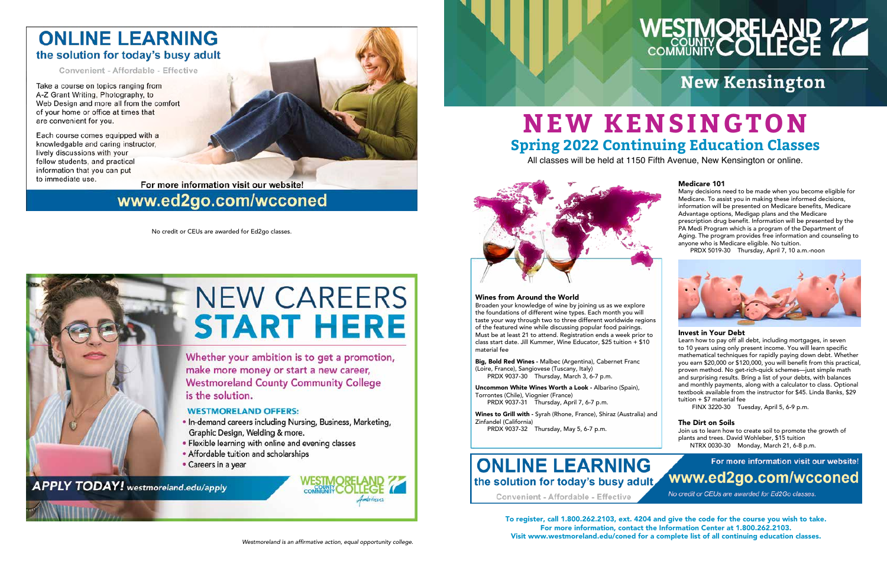## ONLINE LEARNING
### the solution for today's busy adult

Convenient - Affordable - Effective

Take a course on topics ranging from A-Z Grant Writing, Photography, to Web Design and more all from the comfort of your home or office at times that are convenient for you.

Each course comes equipped with a knowledgable and caring instructor, lively discussions with your fellow students, and practical information that you can put to immediate use.

For more information visit our website!

**www.ed2go.com/wcconed**

No credit or CEUs are awarded for Ed2go classes.

# NEW CAREERS START HERE

Whether your ambition is to get a promotion, make more money or start a new career, Westmoreland County Community College is the solution.

**WESTMORELAND OFFERS:**

- In-demand careers including Nursing, Business, Marketing, Graphic Design, Welding & more.
- Flexible learning with online and evening classes
- Affordable tuition and scholarships
- Careers in a year

***APPLY TODAY!*** *westmoreland.edu/apply*

Westmoreland County Community College

*Westmoreland is an affirmative action, equal opportunity college.*

Westmoreland County Community College

New Kensington

# NEW KENSINGTON
## Spring 2022 Continuing Education Classes

All classes will be held at 1150 Fifth Avenue, New Kensington or online.

### Wines from Around the World

Broaden your knowledge of wine by joining us as we explore the foundations of different wine types. Each month you will taste your way through two to three different worldwide regions of the featured wine while discussing popular food pairings. Must be at least 21 to attend. Registration ends a week prior to class start date. Jill Kummer, Wine Educator, $25 tuition + $10 material fee

**Big, Bold Red Wines** - Malbec (Argentina), Cabernet Franc (Loire, France), Sangiovese (Tuscany, Italy)
PRDX 9037-30 Thursday, March 3, 6-7 p.m.

**Uncommon White Wines Worth a Look** - Albarino (Spain), Torrontes (Chile), Viognier (France)
PRDX 9037-31 Thursday, April 7, 6-7 p.m.

**Wines to Grill with** - Syrah (Rhone, France), Shiraz (Australia) and Zinfandel (California)
PRDX 9037-32 Thursday, May 5, 6-7 p.m.

### Medicare 101

Many decisions need to be made when you become eligible for Medicare. To assist you in making these informed decisions, information will be presented on Medicare benefits, Medicare Advantage options, Medigap plans and the Medicare prescription drug benefit. Information will be presented by the PA Medi Program which is a program of the Department of Aging. The program provides free information and counseling to anyone who is Medicare eligible. No tuition.
PRDX 5019-30 Thursday, April 7, 10 a.m.-noon

### Invest in Your Debt

Learn how to pay off all debt, including mortgages, in seven to 10 years using only present income. You will learn specific mathematical techniques for rapidly paying down debt. Whether you earn $20,000 or $120,000, you will benefit from this practical, proven method. No get-rich-quick schemes—just simple math and surprising results. Bring a list of your debts, with balances and monthly payments, along with a calculator to class. Optional textbook available from the instructor for $45. Linda Banks, $29 tuition + $7 material fee
FINX 3220-30 Tuesday, April 5, 6-9 p.m.

### The Dirt on Soils

Join us to learn how to create soil to promote the growth of plants and trees. David Wohleber, $15 tuition
NTRX 0030-30 Monday, March 21, 6-8 p.m.

## ONLINE LEARNING
### the solution for today's busy adult

Convenient - Affordable - Effective

For more information visit our website!

**www.ed2go.com/wcconed**

*No credit or CEUs are awarded for Ed2Go classes.*

**To register, call 1.800.262.2103, ext. 4204 and give the code for the course you wish to take. For more information, contact the Information Center at 1.800.262.2103. Visit www.westmoreland.edu/coned for a complete list of all continuing education classes.**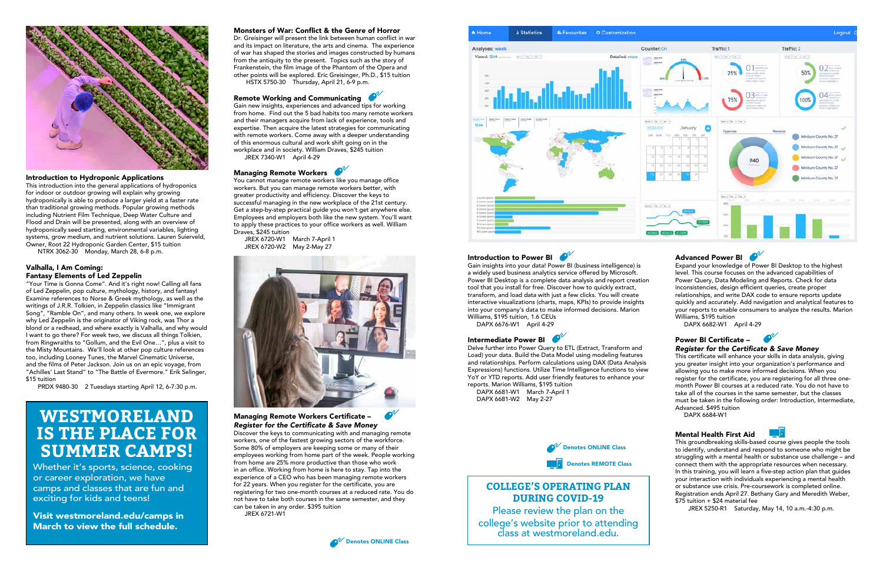### Introduction to Hydroponic Applications

This introduction into the general applications of hydroponics for indoor or outdoor growing will explain why growing hydroponically is able to produce a larger yield at a faster rate than traditional growing methods. Popular growing methods including Nutrient Film Technique, Deep Water Culture and Flood and Drain will be presented, along with an overview of hydroponically seed starting, environmental variables, lighting systems, grow medium, and nutrient solutions. Lauren Suierveld, Owner, Root 22 Hydroponic Garden Center, $15 tuition

NTRX 3062-30    Monday, March 28, 6-8 p.m.

### Valhalla, I Am Coming: Fantasy Elements of Led Zeppelin

"Your Time is Gonna Come". And it's right now! Calling all fans of Led Zeppelin, pop culture, mythology, history, and fantasy! Examine references to Norse & Greek mythology, as well as the writings of J.R.R. Tolkien, in Zeppelin classics like "Immigrant Song", "Ramble On", and many others. In week one, we explore why Led Zeppelin is the originator of Viking rock, was Thor a blond or a redhead, and where exactly is Valhalla, and why would I want to go there? For week two, we discuss all things Tolkien, from Ringwraiths to "Gollum, and the Evil One…", plus a visit to the Misty Mountains. We'll look at other pop culture references too, including Looney Tunes, the Marvel Cinematic Universe, and the films of Peter Jackson. Join us on an epic voyage, from "Achilles' Last Stand" to "The Battle of Evermore." Erik Selinger, $15 tuition

PRDX 9480-30    2 Tuesdays starting April 12, 6-7:30 p.m.

## WESTMORELAND IS THE PLACE FOR SUMMER CAMPS!

Whether it's sports, science, cooking or career exploration, we have camps and classes that are fun and exciting for kids and teens!

**Visit westmoreland.edu/camps in March to view the full schedule.**

### Monsters of War: Conflict & the Genre of Horror

Dr. Greisinger will present the link between human conflict in war and its impact on literature, the arts and cinema. The experience of war has shaped the stories and images constructed by humans from the antiquity to the present. Topics such as the story of Frankenstein, the film image of the Phantom of the Opera and other points will be explored. Eric Greisinger, Ph.D., $15 tuition

HSTX 5750-30    Thursday, April 21, 6-9 p.m.

### Remote Working and Communicating

Gain new insights, experiences and advanced tips for working from home. Find out the 5 bad habits too many remote workers and their managers acquire from lack of experience, tools and expertise. Then acquire the latest strategies for communicating with remote workers. Come away with a deeper understanding of this enormous cultural and work shift going on in the workplace and in society. William Draves, $245 tuition

JREX 7340-W1    April 4-29

### Managing Remote Workers

You cannot manage remote workers like you manage office workers. But you can manage remote workers better, with greater productivity and efficiency. Discover the keys to successful managing in the new workplace of the 21st century. Get a step-by-step practical guide you won't get anywhere else. Employees and employers both like the new system. You'll want to apply these practices to your office workers as well. William Draves, $245 tuition

JREX 6720-W1    March 7-April 1
JREX 6720-W2    May 2-May 27

### Managing Remote Workers Certificate – *Register for the Certificate & Save Money*

Discover the keys to communicating with and managing remote workers, one of the fastest growing sectors of the workforce. Some 80% of employers are keeping some or many of their employees working from home part of the week. People working from home are 25% more productive than those who work in an office. Working from home is here to stay. Tap into the experience of a CEO who has been managing remote workers for 22 years. When you register for the certificate, you are registering for two one-month courses at a reduced rate. You do not have to take both courses in the same semester, and they can be taken in any order. $395 tuition

JREX 6721-W1

Denotes ONLINE Class

### Introduction to Power BI

Gain insights into your data! Power BI (business intelligence) is a widely used business analytics service offered by Microsoft. Power BI Desktop is a complete data analysis and report creation tool that you install for free. Discover how to quickly extract, transform, and load data with just a few clicks. You will create interactive visualizations (charts, maps, KPIs) to provide insights into your company's data to make informed decisions. Marion Williams, $195 tuition, 1.6 CEUs

DAPX 6676-W1    April 4-29

### Intermediate Power BI

Delve further into Power Query to ETL (Extract, Transform and Load) your data. Build the Data Model using modeling features and relationships. Perform calculations using DAX (Data Analysis Expressions) functions. Utilize Time Intelligence functions to view YoY or YTD reports. Add user friendly features to enhance your reports. Marion Williams, $195 tuition

DAPX 6681-W1    March 7-April 1
DAPX 6681-W2    May 2-27

Denotes ONLINE Class

Denotes REMOTE Class

## COLLEGE'S OPERATING PLAN DURING COVID-19

Please review the plan on the college's website prior to attending class at westmoreland.edu.

### Advanced Power BI

Expand your knowledge of Power BI Desktop to the highest level. This course focuses on the advanced capabilities of Power Query, Data Modeling and Reports. Check for data inconsistencies, design efficient queries, create proper relationships, and write DAX code to ensure reports update quickly and accurately. Add navigation and analytical features to your reports to enable consumers to analyze the results. Marion Williams, $195 tuition

DAPX 6682-W1    April 4-29

### Power BI Certificate – *Register for the Certificate & Save Money*

This certificate will enhance your skills in data analysis, giving you greater insight into your organization's performance and allowing you to make more informed decisions. When you register for the certificate, you are registering for all three one-month Power BI courses at a reduced rate. You do not have to take all of the courses in the same semester, but the classes must be taken in the following order: Introduction, Intermediate, Advanced. $495 tuition

DAPX 6684-W1

### Mental Health First Aid

This groundbreaking skills-based course gives people the tools to identify, understand and respond to someone who might be struggling with a mental health or substance use challenge – and connect them with the appropriate resources when necessary. In this training, you will learn a five-step action plan that guides your interaction with individuals experiencing a mental health or substance use crisis. Pre-coursework is completed online. Registration ends April 27. Bethany Gary and Meredith Weber, $75 tuition + $24 material fee

JREX 5250-R1    Saturday, May 14, 10 a.m.-4:30 p.m.